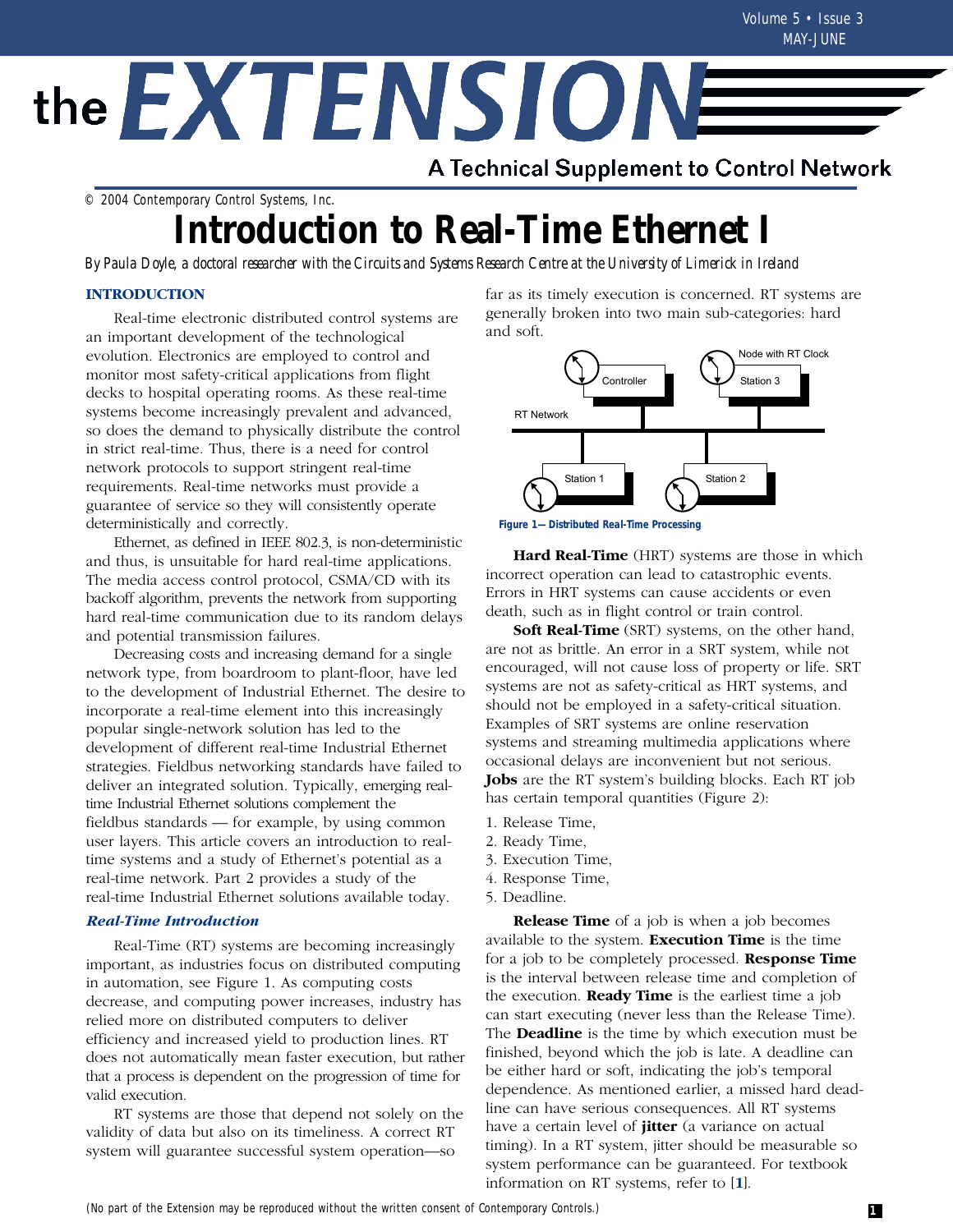# Introduction to Real-Time Ethernet I

*By Paula Doyle, a doctoral researcher with the Circuits and Systems Research Centre at the University of Limerick in Ireland*

## INTRODUCTION

Real-time electronic distributed control systems are an important development of the technological evolution. Electronics are employed to control and monitor most safety-critical applications from flight decks to hospital operating rooms. As these real-time systems become increasingly prevalent and advanced, so does the demand to physically distribute the control in strict real-time. Thus, there is a need for control network protocols to support stringent real-time requirements. Real-time networks must provide a guarantee of service so they will consistently operate deterministically and correctly.

Ethernet, as defined in IEEE 802.3, is non-deterministic and thus, is unsuitable for hard real-time applications. The media access control protocol, CSMA/CD with its backoff algorithm, prevents the network from supporting hard real-time communication due to its random delays and potential transmission failures.

Decreasing costs and increasing demand for a single network type, from boardroom to plant-floor, have led to the development of Industrial Ethernet. The desire to incorporate a real-time element into this increasingly popular single-network solution has led to the development of different real-time Industrial Ethernet strategies. Fieldbus networking standards have failed to deliver an integrated solution. Typically, emerging real-time Industrial Ethernet solutions complement the fieldbus standards — for example, by using common user layers. This article covers an introduction to real-time systems and a study of Ethernet's potential as a real-time network. Part 2 provides a study of the real-time Industrial Ethernet solutions available today.

### *Real-Time Introduction*

Real-Time (RT) systems are becoming increasingly important, as industries focus on distributed computing in automation, see Figure 1. As computing costs decrease, and computing power increases, industry has relied more on distributed computers to deliver efficiency and increased yield to production lines. RT does not automatically mean faster execution, but rather that a process is dependent on the progression of time for valid execution.

RT systems are those that depend not solely on the validity of data but also on its timeliness. A correct RT system will guarantee successful system operation—so far as its timely execution is concerned. RT systems are generally broken into two main sub-categories: hard and soft.

Figure 1— Distributed Real-Time Processing

**Hard Real-Time** (HRT) systems are those in which incorrect operation can lead to catastrophic events. Errors in HRT systems can cause accidents or even death, such as in flight control or train control.

**Soft Real-Time** (SRT) systems, on the other hand, are not as brittle. An error in a SRT system, while not encouraged, will not cause loss of property or life. SRT systems are not as safety-critical as HRT systems, and should not be employed in a safety-critical situation. Examples of SRT systems are online reservation systems and streaming multimedia applications where occasional delays are inconvenient but not serious.

**Jobs** are the RT system's building blocks. Each RT job has certain temporal quantities (Figure 2):

1. Release Time,
2. Ready Time,
3. Execution Time,
4. Response Time,
5. Deadline.

**Release Time** of a job is when a job becomes available to the system. **Execution Time** is the time for a job to be completely processed. **Response Time** is the interval between release time and completion of the execution. **Ready Time** is the earliest time a job can start executing (never less than the Release Time). The **Deadline** is the time by which execution must be finished, beyond which the job is late. A deadline can be either hard or soft, indicating the job's temporal dependence. As mentioned earlier, a missed hard deadline can have serious consequences. All RT systems have a certain level of **jitter** (a variance on actual timing). In a RT system, jitter should be measurable so system performance can be guaranteed. For textbook information on RT systems, refer to [1].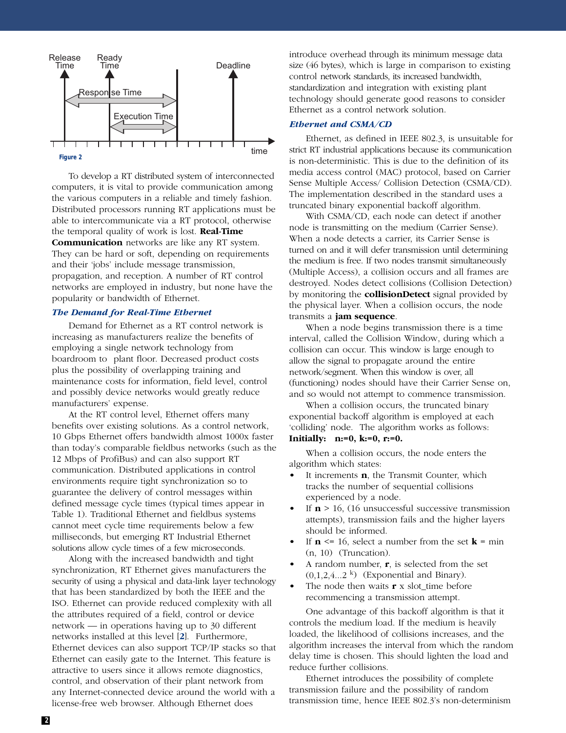Figure 2

To develop a RT distributed system of interconnected computers, it is vital to provide communication among the various computers in a reliable and timely fashion. Distributed processors running RT applications must be able to intercommunicate via a RT protocol, otherwise the temporal quality of work is lost. **Real-Time Communication** networks are like any RT system. They can be hard or soft, depending on requirements and their 'jobs' include message transmission, propagation, and reception. A number of RT control networks are employed in industry, but none have the popularity or bandwidth of Ethernet.

### *The Demand for Real-Time Ethernet*

Demand for Ethernet as a RT control network is increasing as manufacturers realize the benefits of employing a single network technology from boardroom to plant floor. Decreased product costs plus the possibility of overlapping training and maintenance costs for information, field level, control and possibly device networks would greatly reduce manufacturers' expense.

At the RT control level, Ethernet offers many benefits over existing solutions. As a control network, 10 Gbps Ethernet offers bandwidth almost 1000x faster than today's comparable fieldbus networks (such as the 12 Mbps of ProfiBus) and can also support RT communication. Distributed applications in control environments require tight synchronization so to guarantee the delivery of control messages within defined message cycle times (typical times appear in Table 1). Traditional Ethernet and fieldbus systems cannot meet cycle time requirements below a few milliseconds, but emerging RT Industrial Ethernet solutions allow cycle times of a few microseconds.

Along with the increased bandwidth and tight synchronization, RT Ethernet gives manufacturers the security of using a physical and data-link layer technology that has been standardized by both the IEEE and the ISO. Ethernet can provide reduced complexity with all the attributes required of a field, control or device network — in operations having up to 30 different networks installed at this level [2]. Furthermore, Ethernet devices can also support TCP/IP stacks so that Ethernet can easily gate to the Internet. This feature is attractive to users since it allows remote diagnostics, control, and observation of their plant network from any Internet-connected device around the world with a license-free web browser. Although Ethernet does introduce overhead through its minimum message data size (46 bytes), which is large in comparison to existing control network standards, its increased bandwidth, standardization and integration with existing plant technology should generate good reasons to consider Ethernet as a control network solution.

### *Ethernet and CSMA/CD*

Ethernet, as defined in IEEE 802.3, is unsuitable for strict RT industrial applications because its communication is non-deterministic. This is due to the definition of its media access control (MAC) protocol, based on Carrier Sense Multiple Access/ Collision Detection (CSMA/CD). The implementation described in the standard uses a truncated binary exponential backoff algorithm.

With CSMA/CD, each node can detect if another node is transmitting on the medium (Carrier Sense). When a node detects a carrier, its Carrier Sense is turned on and it will defer transmission until determining the medium is free. If two nodes transmit simultaneously (Multiple Access), a collision occurs and all frames are destroyed. Nodes detect collisions (Collision Detection) by monitoring the **collisionDetect** signal provided by the physical layer. When a collision occurs, the node transmits a **jam sequence**.

When a node begins transmission there is a time interval, called the Collision Window, during which a collision can occur. This window is large enough to allow the signal to propagate around the entire network/segment. When this window is over, all (functioning) nodes should have their Carrier Sense on, and so would not attempt to commence transmission.

When a collision occurs, the truncated binary exponential backoff algorithm is employed at each 'colliding' node. The algorithm works as follows:

**Initially: n:=0, k:=0, r:=0.**

When a collision occurs, the node enters the algorithm which states:

- It increments **n**, the Transmit Counter, which tracks the number of sequential collisions experienced by a node.
- If **n** > 16, (16 unsuccessful successive transmission attempts), transmission fails and the higher layers should be informed.
- If **n** <= 16, select a number from the set **k** = min (n, 10) (Truncation).
- A random number, **r**, is selected from the set $(0,1,2,4...2^{k})$ (Exponential and Binary).
- The node then waits **r** x slot_time before recommencing a transmission attempt.

One advantage of this backoff algorithm is that it controls the medium load. If the medium is heavily loaded, the likelihood of collisions increases, and the algorithm increases the interval from which the random delay time is chosen. This should lighten the load and reduce further collisions.

Ethernet introduces the possibility of complete transmission failure and the possibility of random transmission time, hence IEEE 802.3's non-determinism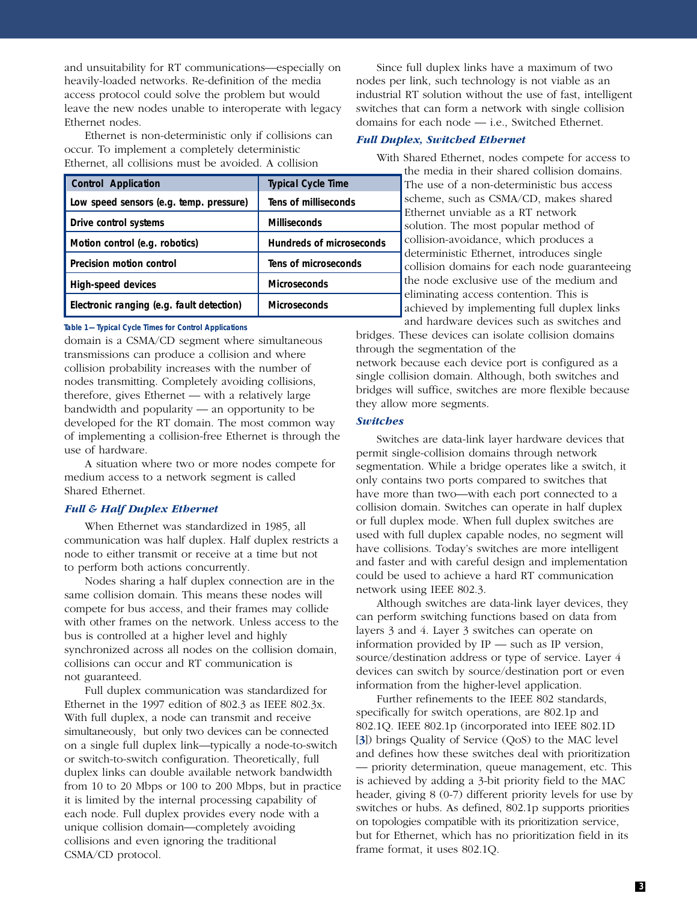and unsuitability for RT communications—especially on heavily-loaded networks. Re-definition of the media access protocol could solve the problem but would leave the new nodes unable to interoperate with legacy Ethernet nodes.

Ethernet is non-deterministic only if collisions can occur. To implement a completely deterministic Ethernet, all collisions must be avoided. A collision domain is a CSMA/CD segment where simultaneous transmissions can produce a collision and where collision probability increases with the number of nodes transmitting. Completely avoiding collisions, therefore, gives Ethernet — with a relatively large bandwidth and popularity — an opportunity to be developed for the RT domain. The most common way of implementing a collision-free Ethernet is through the use of hardware.

| Control Application | Typical Cycle Time |
|---|---|
| Low speed sensors (e.g. temp. pressure) | Tens of milliseconds |
| Drive control systems | Milliseconds |
| Motion control (e.g. robotics) | Hundreds of microseconds |
| Precision motion control | Tens of microseconds |
| High-speed devices | Microseconds |
| Electronic ranging (e.g. fault detection) | Microseconds |

Table 1— Typical Cycle Times for Control Applications

A situation where two or more nodes compete for medium access to a network segment is called Shared Ethernet.

### *Full & Half Duplex Ethernet*

When Ethernet was standardized in 1985, all communication was half duplex. Half duplex restricts a node to either transmit or receive at a time but not to perform both actions concurrently.

Nodes sharing a half duplex connection are in the same collision domain. This means these nodes will compete for bus access, and their frames may collide with other frames on the network. Unless access to the bus is controlled at a higher level and highly synchronized across all nodes on the collision domain, collisions can occur and RT communication is not guaranteed.

Full duplex communication was standardized for Ethernet in the 1997 edition of 802.3 as IEEE 802.3x. With full duplex, a node can transmit and receive simultaneously, but only two devices can be connected on a single full duplex link—typically a node-to-switch or switch-to-switch configuration. Theoretically, full duplex links can double available network bandwidth from 10 to 20 Mbps or 100 to 200 Mbps, but in practice it is limited by the internal processing capability of each node. Full duplex provides every node with a unique collision domain—completely avoiding collisions and even ignoring the traditional CSMA/CD protocol.

Since full duplex links have a maximum of two nodes per link, such technology is not viable as an industrial RT solution without the use of fast, intelligent switches that can form a network with single collision domains for each node — i.e., Switched Ethernet.

### *Full Duplex, Switched Ethernet*

With Shared Ethernet, nodes compete for access to the media in their shared collision domains. The use of a non-deterministic bus access scheme, such as CSMA/CD, makes shared Ethernet unviable as a RT network solution. The most popular method of collision-avoidance, which produces a deterministic Ethernet, introduces single collision domains for each node guaranteeing the node exclusive use of the medium and eliminating access contention. This is achieved by implementing full duplex links and hardware devices such as switches and bridges. These devices can isolate collision domains through the segmentation of the network because each device port is configured as a single collision domain. Although, both switches and bridges will suffice, switches are more flexible because they allow more segments.

### *Switches*

Switches are data-link layer hardware devices that permit single-collision domains through network segmentation. While a bridge operates like a switch, it only contains two ports compared to switches that have more than two—with each port connected to a collision domain. Switches can operate in half duplex or full duplex mode. When full duplex switches are used with full duplex capable nodes, no segment will have collisions. Today's switches are more intelligent and faster and with careful design and implementation could be used to achieve a hard RT communication network using IEEE 802.3.

Although switches are data-link layer devices, they can perform switching functions based on data from layers 3 and 4. Layer 3 switches can operate on information provided by IP — such as IP version, source/destination address or type of service. Layer 4 devices can switch by source/destination port or even information from the higher-level application.

Further refinements to the IEEE 802 standards, specifically for switch operations, are 802.1p and 802.1Q. IEEE 802.1p (incorporated into IEEE 802.1D [3]) brings Quality of Service (QoS) to the MAC level and defines how these switches deal with prioritization — priority determination, queue management, etc. This is achieved by adding a 3-bit priority field to the MAC header, giving 8 (0-7) different priority levels for use by switches or hubs. As defined, 802.1p supports priorities on topologies compatible with its prioritization service, but for Ethernet, which has no prioritization field in its frame format, it uses 802.1Q.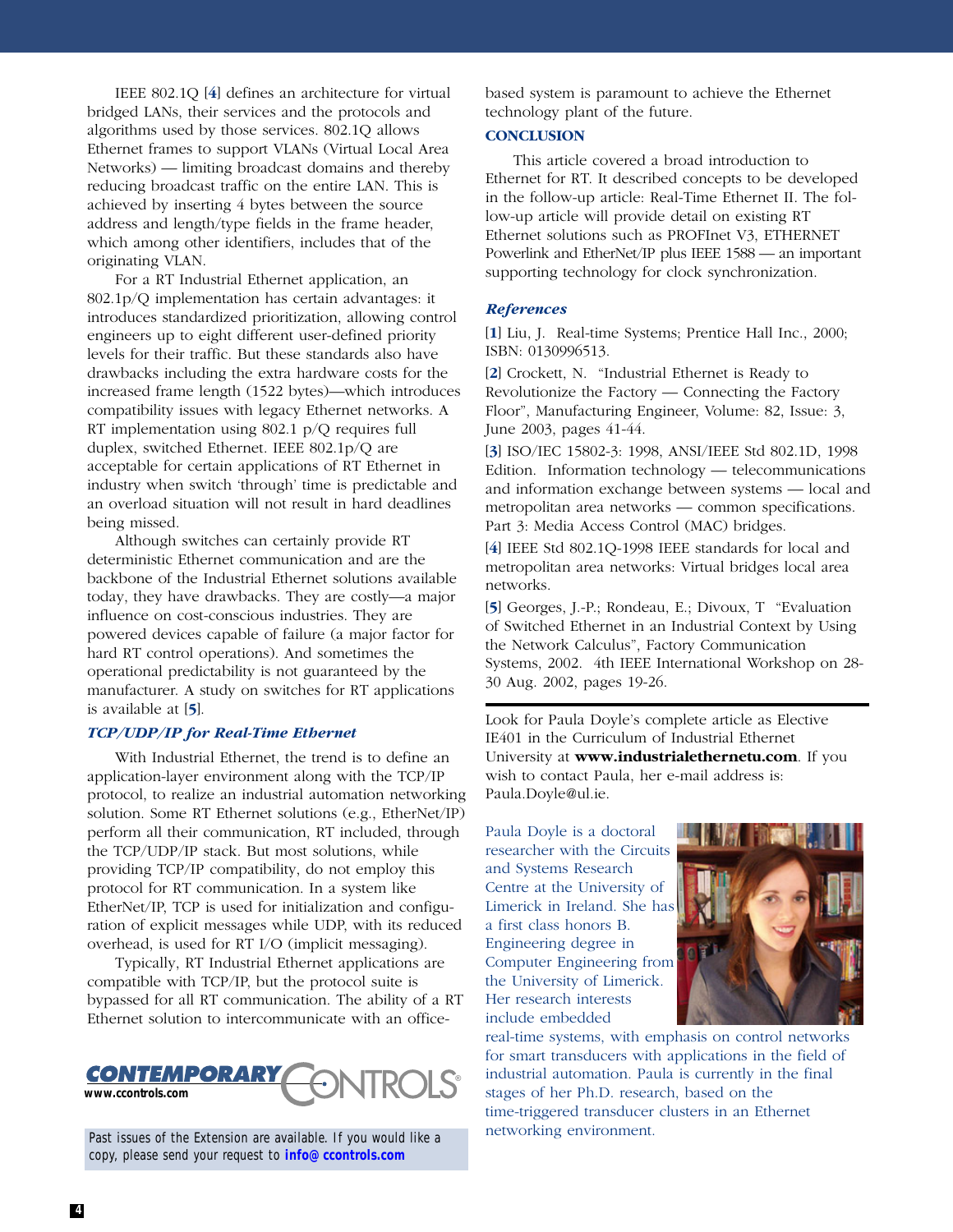IEEE 802.1Q [4] defines an architecture for virtual bridged LANs, their services and the protocols and algorithms used by those services. 802.1Q allows Ethernet frames to support VLANs (Virtual Local Area Networks) — limiting broadcast domains and thereby reducing broadcast traffic on the entire LAN. This is achieved by inserting 4 bytes between the source address and length/type fields in the frame header, which among other identifiers, includes that of the originating VLAN.

For a RT Industrial Ethernet application, an 802.1p/Q implementation has certain advantages: it introduces standardized prioritization, allowing control engineers up to eight different user-defined priority levels for their traffic. But these standards also have drawbacks including the extra hardware costs for the increased frame length (1522 bytes)—which introduces compatibility issues with legacy Ethernet networks. A RT implementation using 802.1 p/Q requires full duplex, switched Ethernet. IEEE 802.1p/Q are acceptable for certain applications of RT Ethernet in industry when switch 'through' time is predictable and an overload situation will not result in hard deadlines being missed.

Although switches can certainly provide RT deterministic Ethernet communication and are the backbone of the Industrial Ethernet solutions available today, they have drawbacks. They are costly—a major influence on cost-conscious industries. They are powered devices capable of failure (a major factor for hard RT control operations). And sometimes the operational predictability is not guaranteed by the manufacturer. A study on switches for RT applications is available at [5].

### *TCP/UDP/IP for Real-Time Ethernet*

With Industrial Ethernet, the trend is to define an application-layer environment along with the TCP/IP protocol, to realize an industrial automation networking solution. Some RT Ethernet solutions (e.g., EtherNet/IP) perform all their communication, RT included, through the TCP/UDP/IP stack. But most solutions, while providing TCP/IP compatibility, do not employ this protocol for RT communication. In a system like EtherNet/IP, TCP is used for initialization and configuration of explicit messages while UDP, with its reduced overhead, is used for RT I/O (implicit messaging).

Typically, RT Industrial Ethernet applications are compatible with TCP/IP, but the protocol suite is bypassed for all RT communication. The ability of a RT Ethernet solution to intercommunicate with an office-based system is paramount to achieve the Ethernet technology plant of the future.

## CONCLUSION

This article covered a broad introduction to Ethernet for RT. It described concepts to be developed in the follow-up article: Real-Time Ethernet II. The follow-up article will provide detail on existing RT Ethernet solutions such as PROFInet V3, ETHERNET Powerlink and EtherNet/IP plus IEEE 1588 — an important supporting technology for clock synchronization.

### *References*

[1] Liu, J. Real-time Systems; Prentice Hall Inc., 2000; ISBN: 0130996513.

[2] Crockett, N. "Industrial Ethernet is Ready to Revolutionize the Factory — Connecting the Factory Floor", Manufacturing Engineer, Volume: 82, Issue: 3, June 2003, pages 41-44.

[3] ISO/IEC 15802-3: 1998, ANSI/IEEE Std 802.1D, 1998 Edition. Information technology — telecommunications and information exchange between systems — local and metropolitan area networks — common specifications. Part 3: Media Access Control (MAC) bridges.

[4] IEEE Std 802.1Q-1998 IEEE standards for local and metropolitan area networks: Virtual bridges local area networks.

[5] Georges, J.-P.; Rondeau, E.; Divoux, T "Evaluation of Switched Ethernet in an Industrial Context by Using the Network Calculus", Factory Communication Systems, 2002. 4th IEEE International Workshop on 28-30 Aug. 2002, pages 19-26.

---

Look for Paula Doyle's complete article as Elective IE401 in the Curriculum of Industrial Ethernet University at **www.industrialethernetu.com**. If you wish to contact Paula, her e-mail address is: Paula.Doyle@ul.ie.

Paula Doyle is a doctoral researcher with the Circuits and Systems Research Centre at the University of Limerick in Ireland. She has a first class honors B. Engineering degree in Computer Engineering from the University of Limerick. Her research interests include embedded real-time systems, with emphasis on control networks for smart transducers with applications in the field of industrial automation. Paula is currently in the final stages of her Ph.D. research, based on the time-triggered transducer clusters in an Ethernet networking environment.

CONTEMPORARY CONTROLS
www.ccontrols.com

Past issues of the Extension are available. If you would like a copy, please send your request to **info@ccontrols.com**